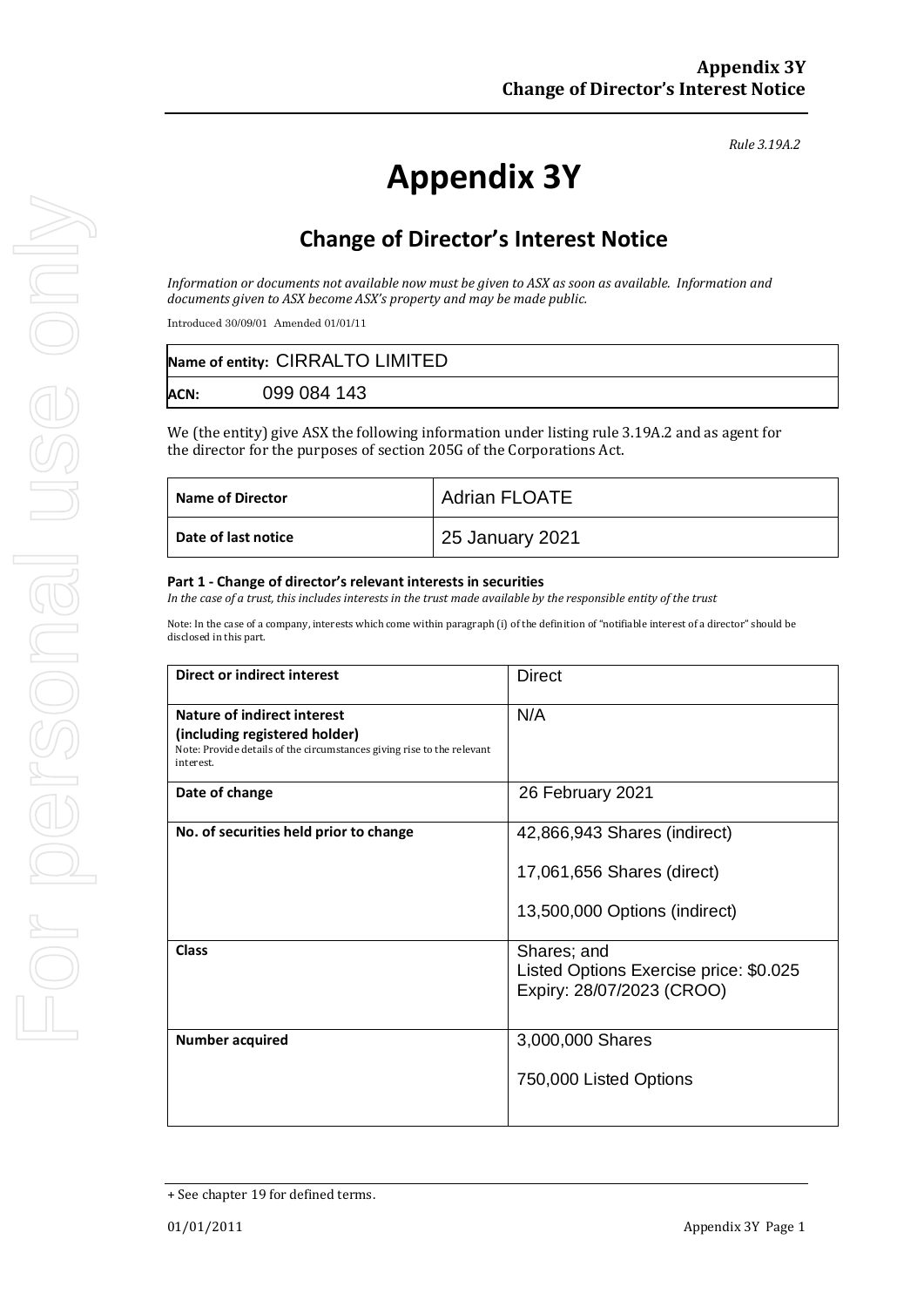*Rule 3.19A.2*

# Appendix 3Y

## Change of Director's Interest Notice

*Information or documents not available now must be given to ASX as soon as available. Information and documents given to ASX become ASX's property and may be made public.*

Introduced 30/09/01 Amended 01/01/11

| | |
|---|---|
| **Name of entity:** | CIRRALTO LIMITED |
| **ACN:** | 099 084 143 |

We (the entity) give ASX the following information under listing rule 3.19A.2 and as agent for the director for the purposes of section 205G of the Corporations Act.

| | |
|---|---|
| **Name of Director** | Adrian FLOATE |
| **Date of last notice** | 25 January 2021 |

#### Part 1 - Change of director's relevant interests in securities

*In the case of a trust, this includes interests in the trust made available by the responsible entity of the trust*

Note: In the case of a company, interests which come within paragraph (i) of the definition of "notifiable interest of a director" should be disclosed in this part.

| | |
|---|---|
| **Direct or indirect interest** | Direct |
| **Nature of indirect interest (including registered holder)**<br>Note: Provide details of the circumstances giving rise to the relevant interest. | N/A |
| **Date of change** | 26 February 2021 |
| **No. of securities held prior to change** | 42,866,943 Shares (indirect)<br>17,061,656 Shares (direct)<br>13,500,000 Options (indirect) |
| **Class** | Shares; and<br>Listed Options Exercise price: $0.025<br>Expiry: 28/07/2023 (CROO) |
| **Number acquired** | 3,000,000 Shares<br>750,000 Listed Options |

+ See chapter 19 for defined terms.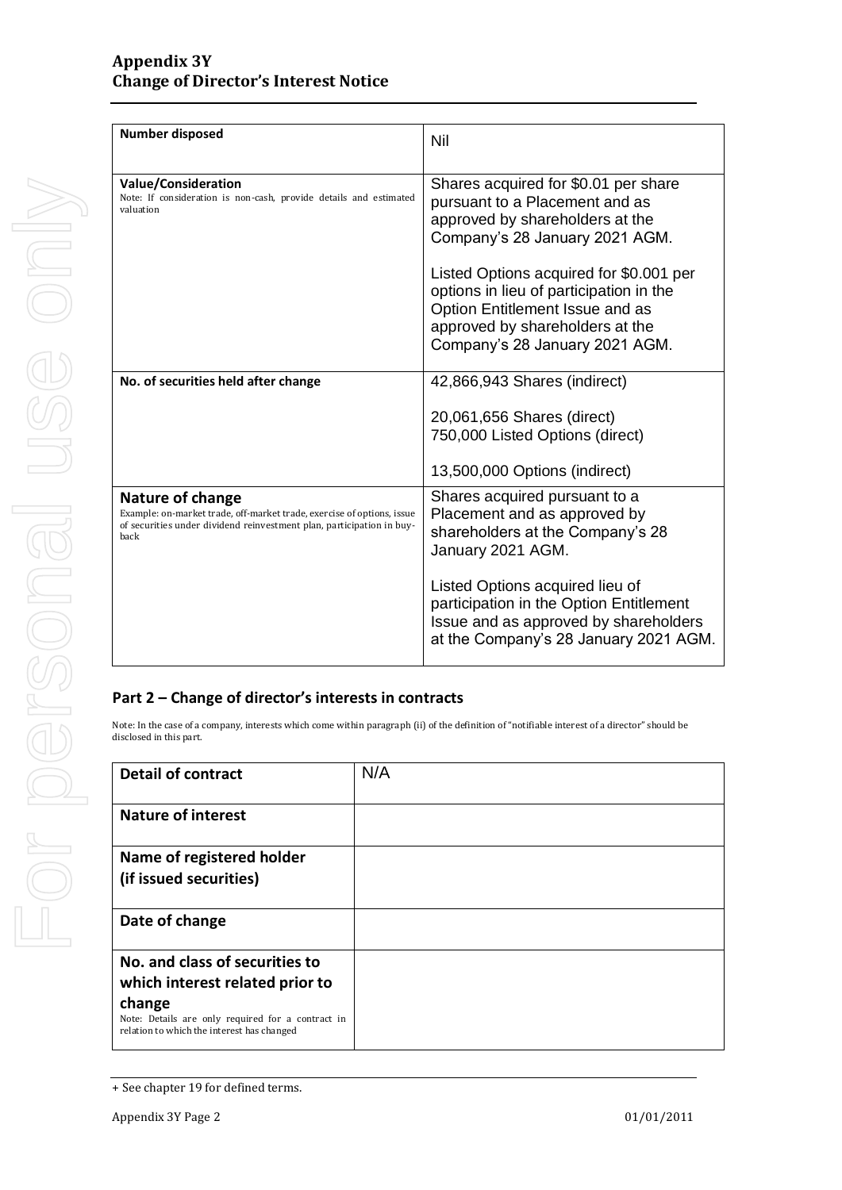| **Number disposed** | Nil |
|---|---|
| **Value/Consideration**<br>Note: If consideration is non-cash, provide details and estimated valuation | Shares acquired for $0.01 per share pursuant to a Placement and as approved by shareholders at the Company's 28 January 2021 AGM.<br><br>Listed Options acquired for $0.001 per options in lieu of participation in the Option Entitlement Issue and as approved by shareholders at the Company's 28 January 2021 AGM. |
| **No. of securities held after change** | 42,866,943 Shares (indirect)<br><br>20,061,656 Shares (direct)<br>750,000 Listed Options (direct)<br><br>13,500,000 Options (indirect) |
| **Nature of change**<br>Example: on-market trade, off-market trade, exercise of options, issue of securities under dividend reinvestment plan, participation in buy-back | Shares acquired pursuant to a Placement and as approved by shareholders at the Company's 28 January 2021 AGM.<br><br>Listed Options acquired lieu of participation in the Option Entitlement Issue and as approved by shareholders at the Company's 28 January 2021 AGM. |

## Part 2 – Change of director's interests in contracts

Note: In the case of a company, interests which come within paragraph (ii) of the definition of "notifiable interest of a director" should be disclosed in this part.

| **Detail of contract** | N/A |
|---|---|
| **Nature of interest** | |
| **Name of registered holder (if issued securities)** | |
| **Date of change** | |
| **No. and class of securities to which interest related prior to change**<br>Note: Details are only required for a contract in relation to which the interest has changed | |

+ See chapter 19 for defined terms.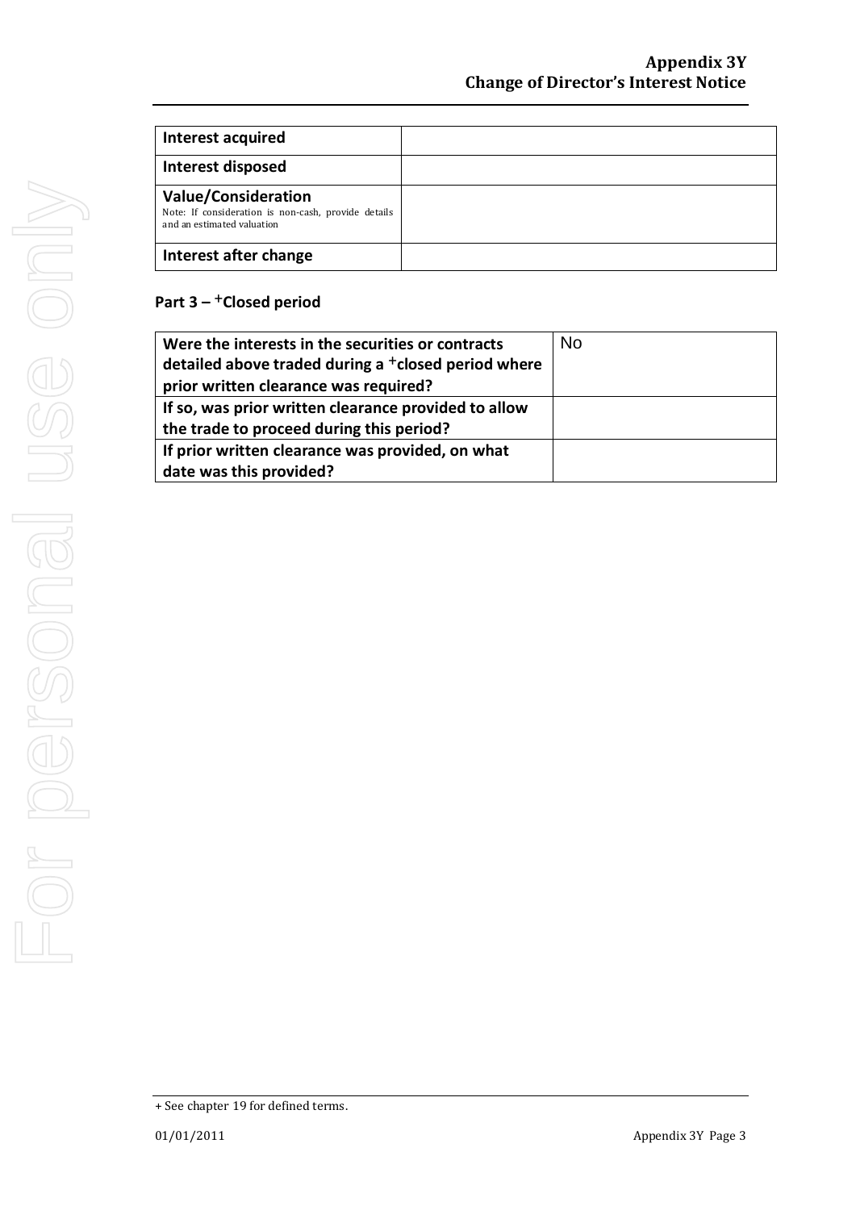| | |
|---|---|
| **Interest acquired** | |
| **Interest disposed** | |
| **Value/Consideration**<br>Note: If consideration is non-cash, provide details and an estimated valuation | |
| **Interest after change** | |

## Part 3 – +Closed period

| | |
|---|---|
| **Were the interests in the securities or contracts detailed above traded during a +closed period where prior written clearance was required?** | No |
| **If so, was prior written clearance provided to allow the trade to proceed during this period?** | |
| **If prior written clearance was provided, on what date was this provided?** | |

+ See chapter 19 for defined terms.